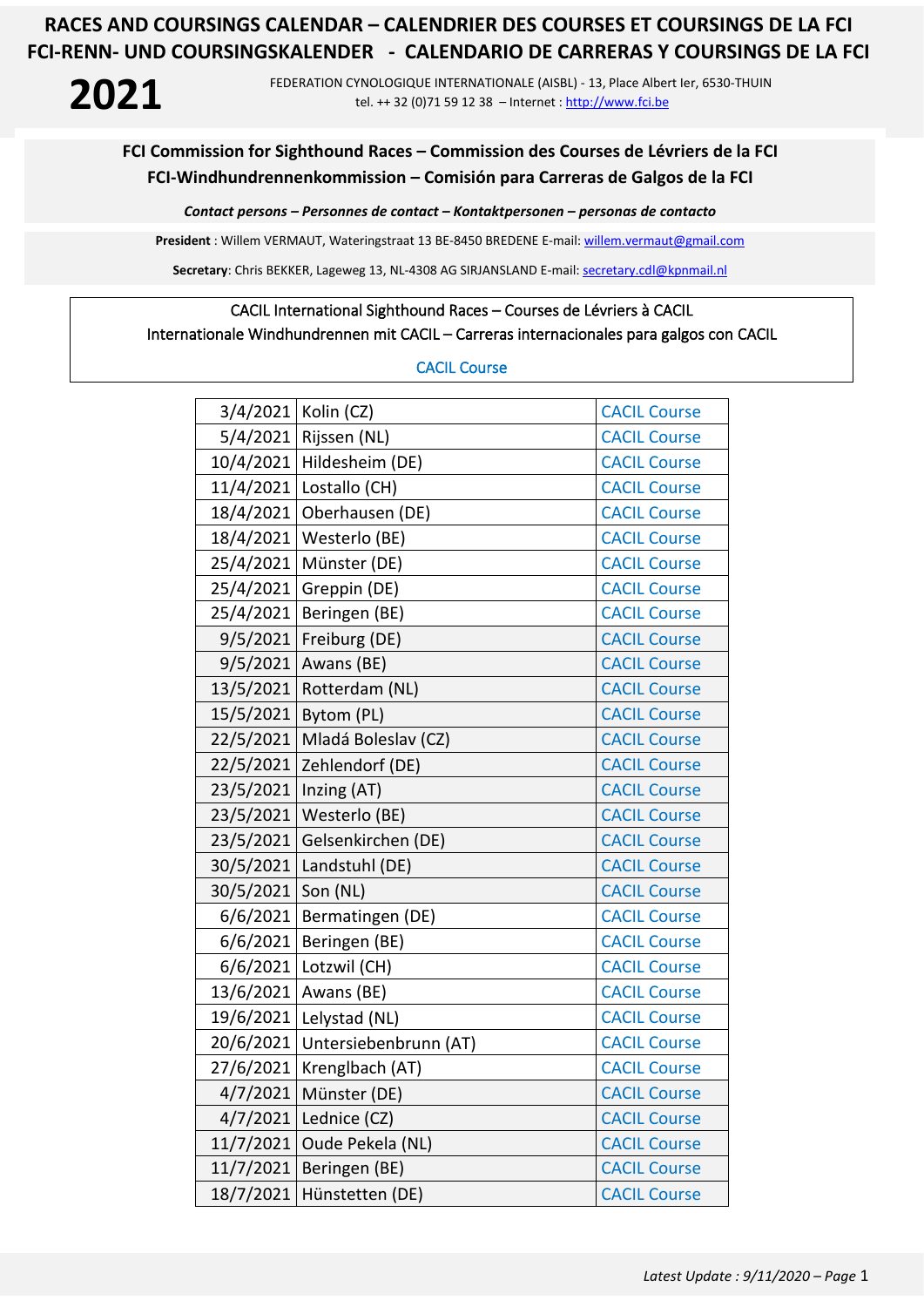# RACES AND COURSINGS CALENDAR – CALENDRIER DES COURSES ET COURSINGS DE LA FCI
# FCI-RENN- UND COURSINGSKALENDER - CALENDARIO DE CARRERAS Y COURSINGS DE LA FCI

# 2021

FEDERATION CYNOLOGIQUE INTERNATIONALE (AISBL) - 13, Place Albert Ier, 6530-THUIN
tel. ++ 32 (0)71 59 12 38 – Internet : http://www.fci.be

## FCI Commission for Sighthound Races – Commission des Courses de Lévriers de la FCI
## FCI-Windhundrennenkommission – Comisión para Carreras de Galgos de la FCI

***Contact persons – Personnes de contact – Kontaktpersonen – personas de contacto***

**President** : Willem VERMAUT, Wateringstraat 13 BE-8450 BREDENE E-mail: willem.vermaut@gmail.com

**Secretary**: Chris BEKKER, Lageweg 13, NL-4308 AG SIRJANSLAND E-mail: secretary.cdl@kpnmail.nl

CACIL International Sighthound Races – Courses de Lévriers à CACIL
Internationale Windhundrennen mit CACIL – Carreras internacionales para galgos con CACIL

CACIL Course

| Date | Location | |
|---|---|---|
| 3/4/2021 | Kolin (CZ) | CACIL Course |
| 5/4/2021 | Rijssen (NL) | CACIL Course |
| 10/4/2021 | Hildesheim (DE) | CACIL Course |
| 11/4/2021 | Lostallo (CH) | CACIL Course |
| 18/4/2021 | Oberhausen (DE) | CACIL Course |
| 18/4/2021 | Westerlo (BE) | CACIL Course |
| 25/4/2021 | Münster (DE) | CACIL Course |
| 25/4/2021 | Greppin (DE) | CACIL Course |
| 25/4/2021 | Beringen (BE) | CACIL Course |
| 9/5/2021 | Freiburg (DE) | CACIL Course |
| 9/5/2021 | Awans (BE) | CACIL Course |
| 13/5/2021 | Rotterdam (NL) | CACIL Course |
| 15/5/2021 | Bytom (PL) | CACIL Course |
| 22/5/2021 | Mladá Boleslav (CZ) | CACIL Course |
| 22/5/2021 | Zehlendorf (DE) | CACIL Course |
| 23/5/2021 | Inzing (AT) | CACIL Course |
| 23/5/2021 | Westerlo (BE) | CACIL Course |
| 23/5/2021 | Gelsenkirchen (DE) | CACIL Course |
| 30/5/2021 | Landstuhl (DE) | CACIL Course |
| 30/5/2021 | Son (NL) | CACIL Course |
| 6/6/2021 | Bermatingen (DE) | CACIL Course |
| 6/6/2021 | Beringen (BE) | CACIL Course |
| 6/6/2021 | Lotzwil (CH) | CACIL Course |
| 13/6/2021 | Awans (BE) | CACIL Course |
| 19/6/2021 | Lelystad (NL) | CACIL Course |
| 20/6/2021 | Untersiebenbrunn (AT) | CACIL Course |
| 27/6/2021 | Krenglbach (AT) | CACIL Course |
| 4/7/2021 | Münster (DE) | CACIL Course |
| 4/7/2021 | Lednice (CZ) | CACIL Course |
| 11/7/2021 | Oude Pekela (NL) | CACIL Course |
| 11/7/2021 | Beringen (BE) | CACIL Course |
| 18/7/2021 | Hünstetten (DE) | CACIL Course |

*Latest Update : 9/11/2020*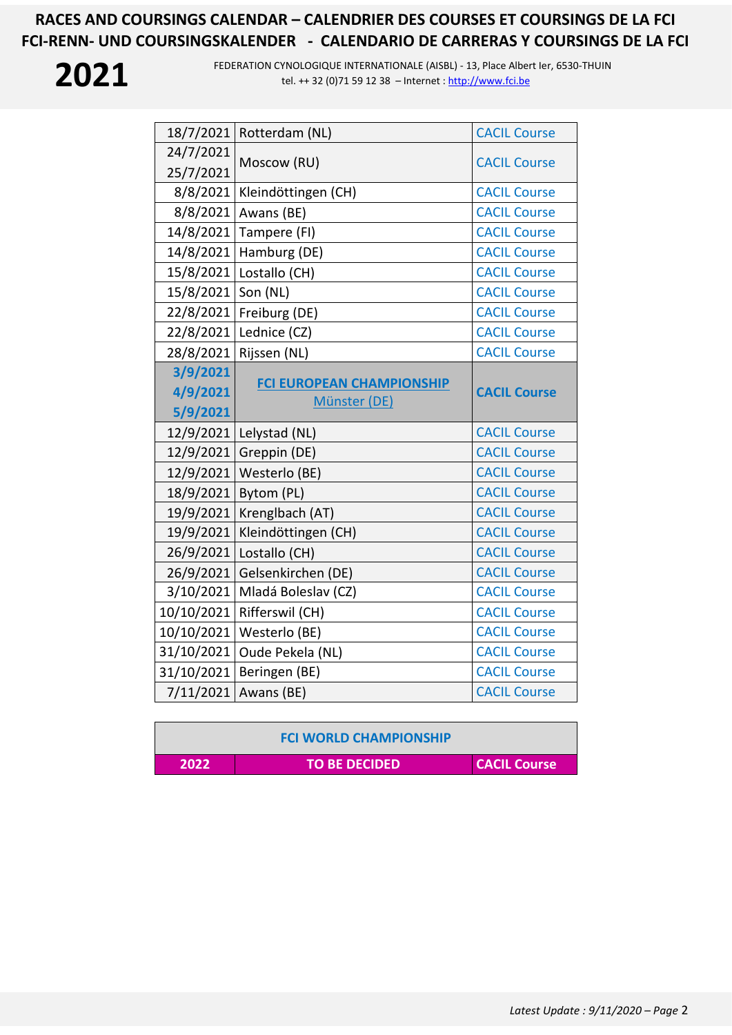| | | |
|---|---|---|
| 18/7/2021 | Rotterdam (NL) | CACIL Course |
| 24/7/2021 25/7/2021 | Moscow (RU) | CACIL Course |
| 8/8/2021 | Kleindöttingen (CH) | CACIL Course |
| 8/8/2021 | Awans (BE) | CACIL Course |
| 14/8/2021 | Tampere (FI) | CACIL Course |
| 14/8/2021 | Hamburg (DE) | CACIL Course |
| 15/8/2021 | Lostallo (CH) | CACIL Course |
| 15/8/2021 | Son (NL) | CACIL Course |
| 22/8/2021 | Freiburg (DE) | CACIL Course |
| 22/8/2021 | Lednice (CZ) | CACIL Course |
| 28/8/2021 | Rijssen (NL) | CACIL Course |
| **3/9/2021 4/9/2021 5/9/2021** | **FCI EUROPEAN CHAMPIONSHIP** Münster (DE) | **CACIL Course** |
| 12/9/2021 | Lelystad (NL) | CACIL Course |
| 12/9/2021 | Greppin (DE) | CACIL Course |
| 12/9/2021 | Westerlo (BE) | CACIL Course |
| 18/9/2021 | Bytom (PL) | CACIL Course |
| 19/9/2021 | Krenglbach (AT) | CACIL Course |
| 19/9/2021 | Kleindöttingen (CH) | CACIL Course |
| 26/9/2021 | Lostallo (CH) | CACIL Course |
| 26/9/2021 | Gelsenkirchen (DE) | CACIL Course |
| 3/10/2021 | Mladá Boleslav (CZ) | CACIL Course |
| 10/10/2021 | Rifferswil (CH) | CACIL Course |
| 10/10/2021 | Westerlo (BE) | CACIL Course |
| 31/10/2021 | Oude Pekela (NL) | CACIL Course |
| 31/10/2021 | Beringen (BE) | CACIL Course |
| 7/11/2021 | Awans (BE) | CACIL Course |

| **FCI WORLD CHAMPIONSHIP** | | |
|---|---|---|
| **2022** | **TO BE DECIDED** | **CACIL Course** |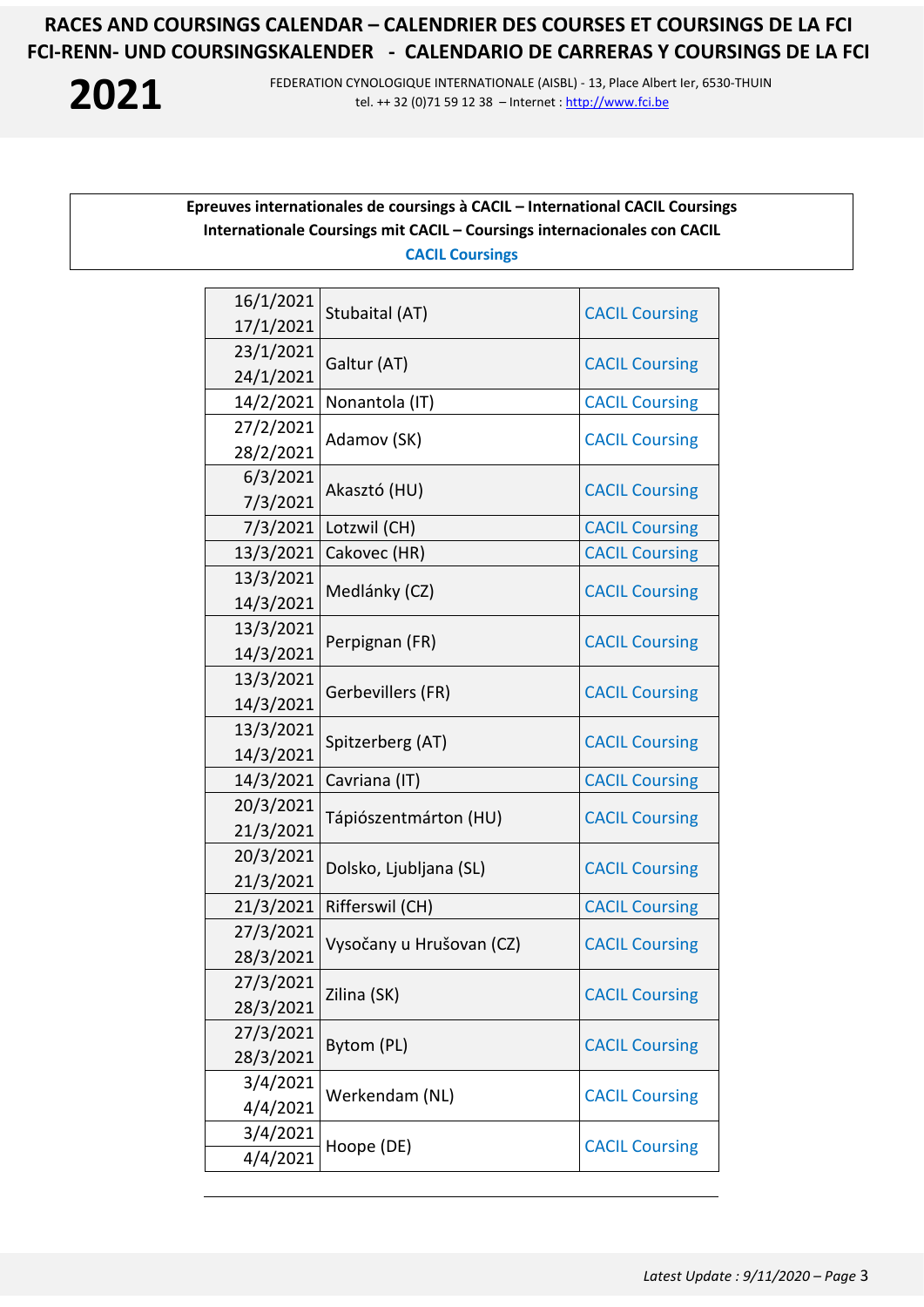**Epreuves internationales de coursings à CACIL – International CACIL Coursings**
**Internationale Coursings mit CACIL – Coursings internacionales con CACIL**
**CACIL Coursings**

| Date | Place | Type |
|---|---|---|
| 16/1/2021<br>17/1/2021 | Stubaital (AT) | CACIL Coursing |
| 23/1/2021<br>24/1/2021 | Galtur (AT) | CACIL Coursing |
| 14/2/2021 | Nonantola (IT) | CACIL Coursing |
| 27/2/2021<br>28/2/2021 | Adamov (SK) | CACIL Coursing |
| 6/3/2021<br>7/3/2021 | Akasztó (HU) | CACIL Coursing |
| 7/3/2021 | Lotzwil (CH) | CACIL Coursing |
| 13/3/2021 | Cakovec (HR) | CACIL Coursing |
| 13/3/2021<br>14/3/2021 | Medlánky (CZ) | CACIL Coursing |
| 13/3/2021<br>14/3/2021 | Perpignan (FR) | CACIL Coursing |
| 13/3/2021<br>14/3/2021 | Gerbevillers (FR) | CACIL Coursing |
| 13/3/2021<br>14/3/2021 | Spitzerberg (AT) | CACIL Coursing |
| 14/3/2021 | Cavriana (IT) | CACIL Coursing |
| 20/3/2021<br>21/3/2021 | Tápiószentmárton (HU) | CACIL Coursing |
| 20/3/2021<br>21/3/2021 | Dolsko, Ljubljana (SL) | CACIL Coursing |
| 21/3/2021 | Rifferswil (CH) | CACIL Coursing |
| 27/3/2021<br>28/3/2021 | Vysočany u Hrušovan (CZ) | CACIL Coursing |
| 27/3/2021<br>28/3/2021 | Zilina (SK) | CACIL Coursing |
| 27/3/2021<br>28/3/2021 | Bytom (PL) | CACIL Coursing |
| 3/4/2021<br>4/4/2021 | Werkendam (NL) | CACIL Coursing |
| 3/4/2021<br>4/4/2021 | Hoope (DE) | CACIL Coursing |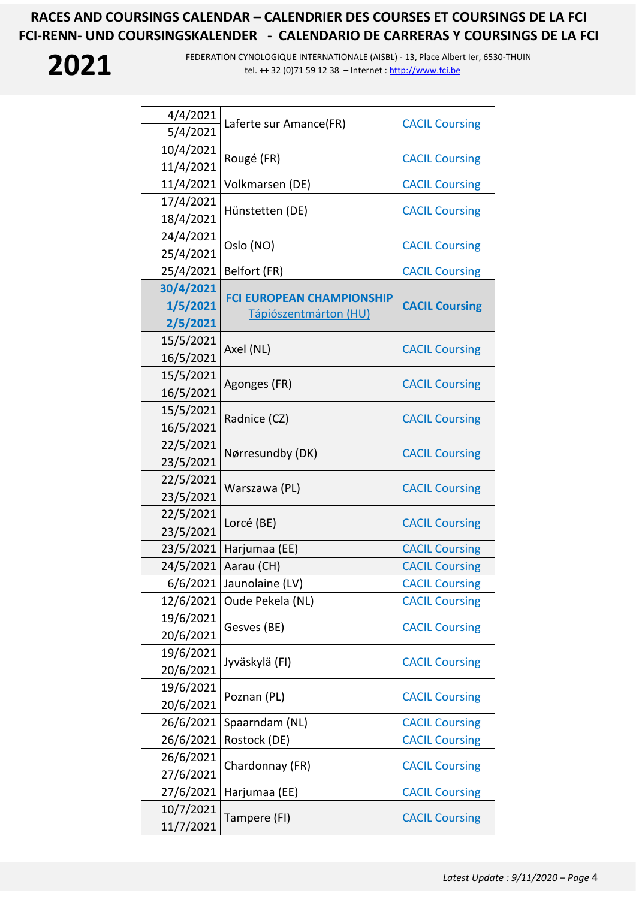# RACES AND COURSINGS CALENDAR – CALENDRIER DES COURSES ET COURSINGS DE LA FCI
# FCI-RENN- UND COURSINGSKALENDER - CALENDARIO DE CARRERAS Y COURSINGS DE LA FCI

**2021**

FEDERATION CYNOLOGIQUE INTERNATIONALE (AISBL) - 13, Place Albert Ier, 6530-THUIN
tel. ++ 32 (0)71 59 12 38 – Internet : http://www.fci.be

| Date | Location | Type |
|---|---|---|
| 4/4/2021<br>5/4/2021 | Laferte sur Amance(FR) | CACIL Coursing |
| 10/4/2021<br>11/4/2021 | Rougé (FR) | CACIL Coursing |
| 11/4/2021 | Volkmarsen (DE) | CACIL Coursing |
| 17/4/2021<br>18/4/2021 | Hünstetten (DE) | CACIL Coursing |
| 24/4/2021<br>25/4/2021 | Oslo (NO) | CACIL Coursing |
| 25/4/2021 | Belfort (FR) | CACIL Coursing |
| **30/4/2021<br>1/5/2021<br>2/5/2021** | **FCI EUROPEAN CHAMPIONSHIP**<br>Tápiószentmárton (HU) | **CACIL Coursing** |
| 15/5/2021<br>16/5/2021 | Axel (NL) | CACIL Coursing |
| 15/5/2021<br>16/5/2021 | Agonges (FR) | CACIL Coursing |
| 15/5/2021<br>16/5/2021 | Radnice (CZ) | CACIL Coursing |
| 22/5/2021<br>23/5/2021 | Nørresundby (DK) | CACIL Coursing |
| 22/5/2021<br>23/5/2021 | Warszawa (PL) | CACIL Coursing |
| 22/5/2021<br>23/5/2021 | Lorcé (BE) | CACIL Coursing |
| 23/5/2021 | Harjumaa (EE) | CACIL Coursing |
| 24/5/2021 | Aarau (CH) | CACIL Coursing |
| 6/6/2021 | Jaunolaine (LV) | CACIL Coursing |
| 12/6/2021 | Oude Pekela (NL) | CACIL Coursing |
| 19/6/2021<br>20/6/2021 | Gesves (BE) | CACIL Coursing |
| 19/6/2021<br>20/6/2021 | Jyväskylä (FI) | CACIL Coursing |
| 19/6/2021<br>20/6/2021 | Poznan (PL) | CACIL Coursing |
| 26/6/2021 | Spaarndam (NL) | CACIL Coursing |
| 26/6/2021 | Rostock (DE) | CACIL Coursing |
| 26/6/2021<br>27/6/2021 | Chardonnay (FR) | CACIL Coursing |
| 27/6/2021 | Harjumaa (EE) | CACIL Coursing |
| 10/7/2021<br>11/7/2021 | Tampere (FI) | CACIL Coursing |

*Latest Update : 9/11/2020*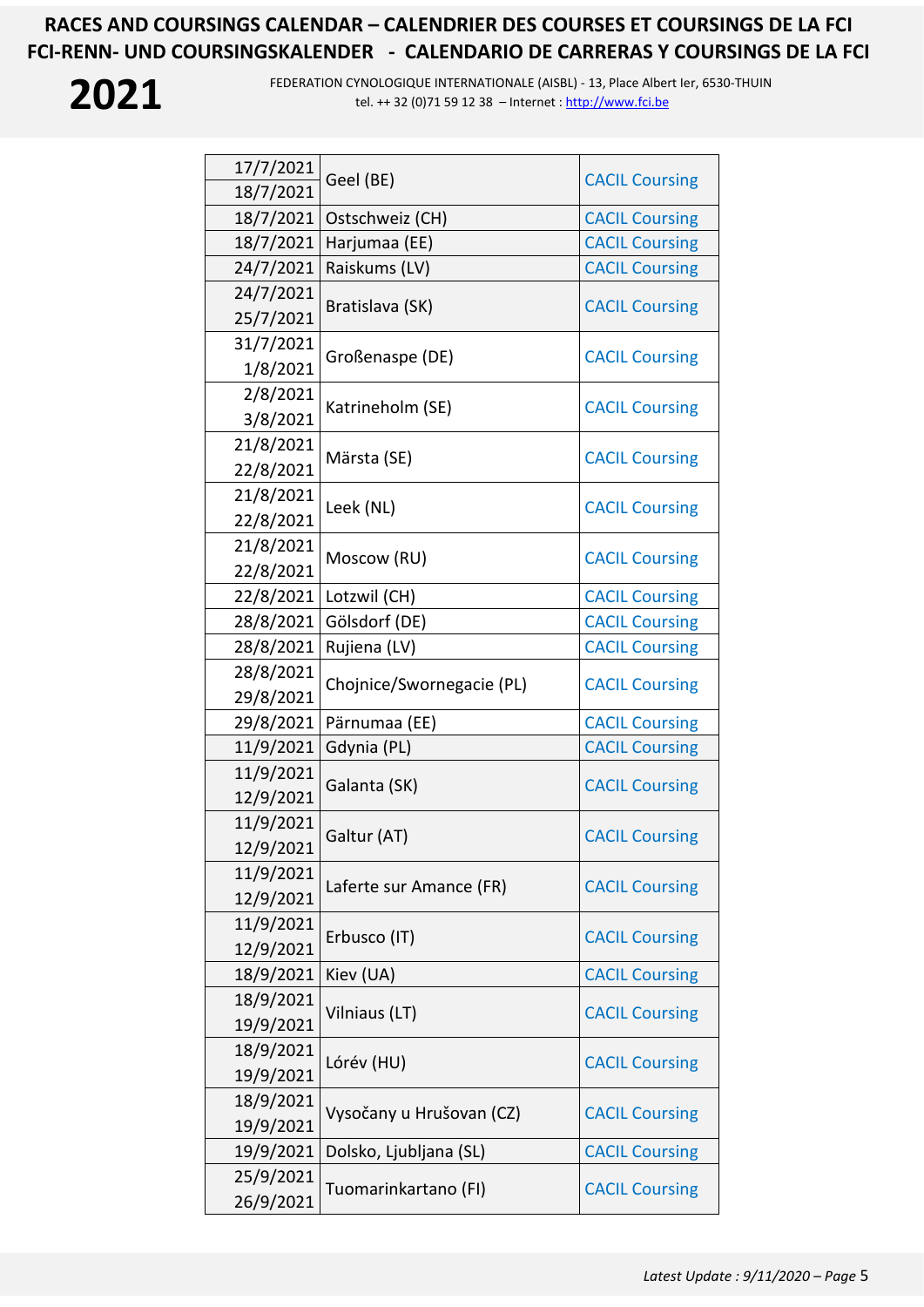| Date | Location | Type |
|---|---|---|
| 17/7/2021<br>18/7/2021 | Geel (BE) | CACIL Coursing |
| 18/7/2021 | Ostschweiz (CH) | CACIL Coursing |
| 18/7/2021 | Harjumaa (EE) | CACIL Coursing |
| 24/7/2021 | Raiskums (LV) | CACIL Coursing |
| 24/7/2021<br>25/7/2021 | Bratislava (SK) | CACIL Coursing |
| 31/7/2021<br>1/8/2021 | Großenaspe (DE) | CACIL Coursing |
| 2/8/2021<br>3/8/2021 | Katrineholm (SE) | CACIL Coursing |
| 21/8/2021<br>22/8/2021 | Märsta (SE) | CACIL Coursing |
| 21/8/2021<br>22/8/2021 | Leek (NL) | CACIL Coursing |
| 21/8/2021<br>22/8/2021 | Moscow (RU) | CACIL Coursing |
| 22/8/2021 | Lotzwil (CH) | CACIL Coursing |
| 28/8/2021 | Gölsdorf (DE) | CACIL Coursing |
| 28/8/2021 | Rujiena (LV) | CACIL Coursing |
| 28/8/2021<br>29/8/2021 | Chojnice/Swornegacie (PL) | CACIL Coursing |
| 29/8/2021 | Pärnumaa (EE) | CACIL Coursing |
| 11/9/2021 | Gdynia (PL) | CACIL Coursing |
| 11/9/2021<br>12/9/2021 | Galanta (SK) | CACIL Coursing |
| 11/9/2021<br>12/9/2021 | Galtur (AT) | CACIL Coursing |
| 11/9/2021<br>12/9/2021 | Laferte sur Amance (FR) | CACIL Coursing |
| 11/9/2021<br>12/9/2021 | Erbusco (IT) | CACIL Coursing |
| 18/9/2021 | Kiev (UA) | CACIL Coursing |
| 18/9/2021<br>19/9/2021 | Vilniaus (LT) | CACIL Coursing |
| 18/9/2021<br>19/9/2021 | Lórév (HU) | CACIL Coursing |
| 18/9/2021<br>19/9/2021 | Vysočany u Hrušovan (CZ) | CACIL Coursing |
| 19/9/2021 | Dolsko, Ljubljana (SL) | CACIL Coursing |
| 25/9/2021<br>26/9/2021 | Tuomarinkartano (FI) | CACIL Coursing |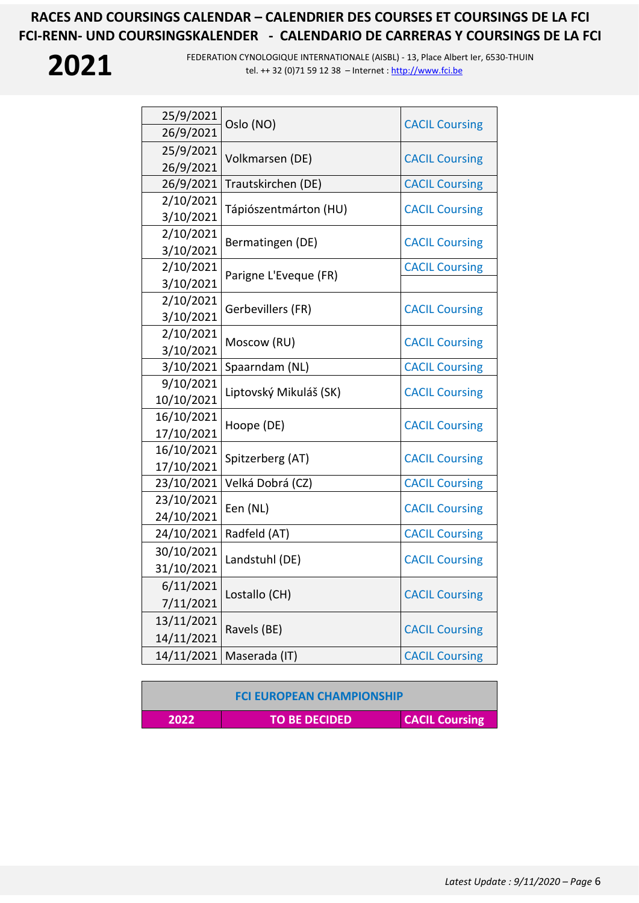# RACES AND COURSINGS CALENDAR – CALENDRIER DES COURSES ET COURSINGS DE LA FCI
# FCI-RENN- UND COURSINGSKALENDER - CALENDARIO DE CARRERAS Y COURSINGS DE LA FCI

**2021**

FEDERATION CYNOLOGIQUE INTERNATIONALE (AISBL) - 13, Place Albert Ier, 6530-THUIN
tel. ++ 32 (0)71 59 12 38 – Internet : http://www.fci.be

| | | |
|---|---|---|
| 25/9/2021<br>26/9/2021 | Oslo (NO) | CACIL Coursing |
| 25/9/2021<br>26/9/2021 | Volkmarsen (DE) | CACIL Coursing |
| 26/9/2021 | Trautskirchen (DE) | CACIL Coursing |
| 2/10/2021<br>3/10/2021 | Tápiószentmárton (HU) | CACIL Coursing |
| 2/10/2021<br>3/10/2021 | Bermatingen (DE) | CACIL Coursing |
| 2/10/2021<br>3/10/2021 | Parigne L'Eveque (FR) | CACIL Coursing |
| 2/10/2021<br>3/10/2021 | Gerbevillers (FR) | CACIL Coursing |
| 2/10/2021<br>3/10/2021 | Moscow (RU) | CACIL Coursing |
| 3/10/2021 | Spaarndam (NL) | CACIL Coursing |
| 9/10/2021<br>10/10/2021 | Liptovský Mikuláš (SK) | CACIL Coursing |
| 16/10/2021<br>17/10/2021 | Hoope (DE) | CACIL Coursing |
| 16/10/2021<br>17/10/2021 | Spitzerberg (AT) | CACIL Coursing |
| 23/10/2021 | Velká Dobrá (CZ) | CACIL Coursing |
| 23/10/2021<br>24/10/2021 | Een (NL) | CACIL Coursing |
| 24/10/2021 | Radfeld (AT) | CACIL Coursing |
| 30/10/2021<br>31/10/2021 | Landstuhl (DE) | CACIL Coursing |
| 6/11/2021<br>7/11/2021 | Lostallo (CH) | CACIL Coursing |
| 13/11/2021<br>14/11/2021 | Ravels (BE) | CACIL Coursing |
| 14/11/2021 | Maserada (IT) | CACIL Coursing |

| FCI EUROPEAN CHAMPIONSHIP | | |
|---|---|---|
| 2022 | TO BE DECIDED | CACIL Coursing |

*Latest Update : 9/11/2020*